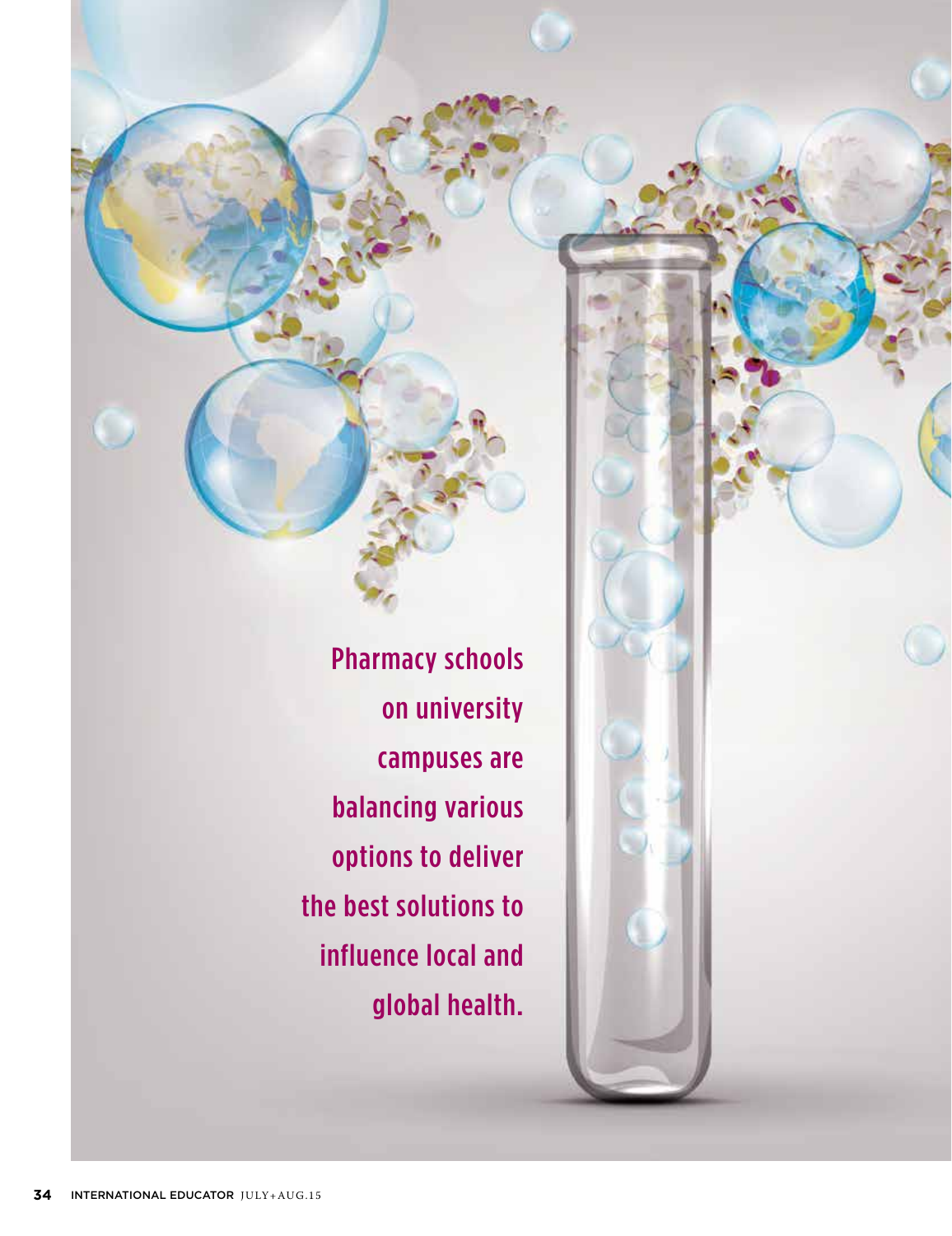Pharmacy schools on university campuses are balancing various options to deliver the best solutions to influence local and global health.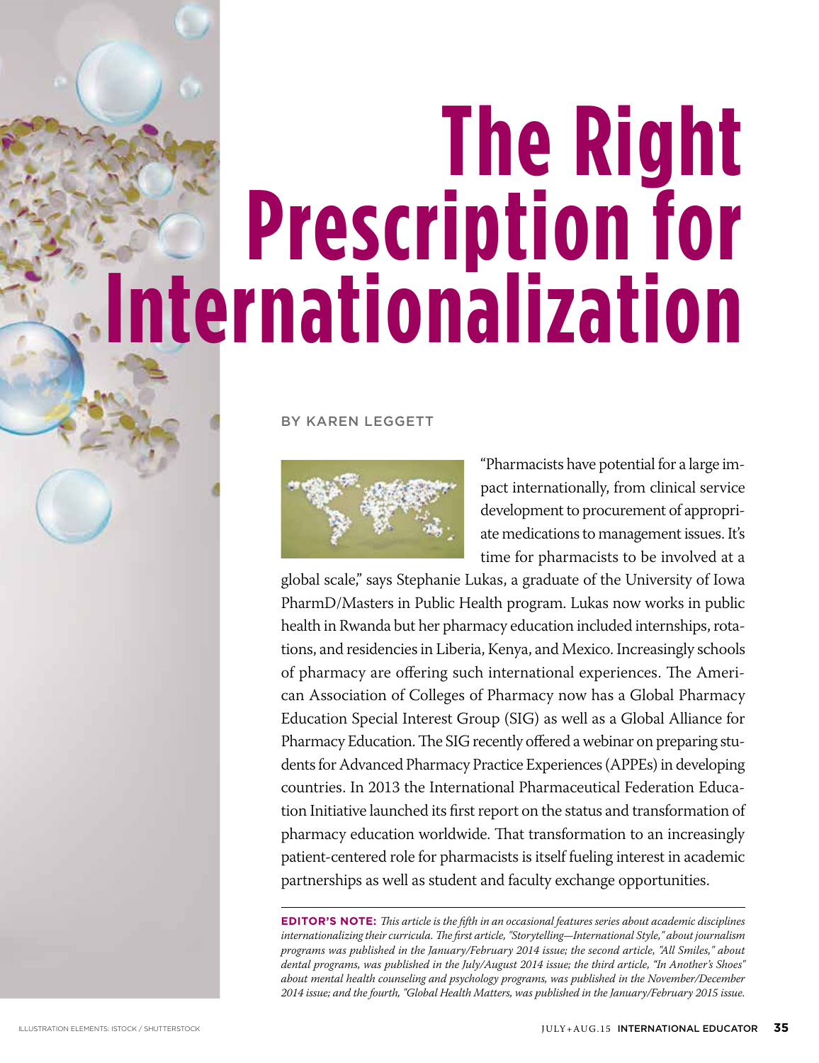# The Right Prescription for Internationalization

BY KAREN LEGGETT

"Pharmacists have potential for a large impact internationally, from clinical service development to procurement of appropriate medications to management issues. It's time for pharmacists to be involved at a global scale," says Stephanie Lukas, a graduate of the University of Iowa PharmD/Masters in Public Health program. Lukas now works in public health in Rwanda but her pharmacy education included internships, rotations, and residencies in Liberia, Kenya, and Mexico. Increasingly schools of pharmacy are offering such international experiences. The American Association of Colleges of Pharmacy now has a Global Pharmacy Education Special Interest Group (SIG) as well as a Global Alliance for Pharmacy Education. The SIG recently offered a webinar on preparing students for Advanced Pharmacy Practice Experiences (APPEs) in developing countries. In 2013 the International Pharmaceutical Federation Education Initiative launched its first report on the status and transformation of pharmacy education worldwide. That transformation to an increasingly patient-centered role for pharmacists is itself fueling interest in academic partnerships as well as student and faculty exchange opportunities.

**EDITOR'S NOTE:** *This article is the fifth in an occasional features series about academic disciplines internationalizing their curricula. The first article, "Storytelling—International Style," about journalism programs was published in the January/February 2014 issue; the second article, "All Smiles," about dental programs, was published in the July/August 2014 issue; the third article, "In Another's Shoes" about mental health counseling and psychology programs, was published in the November/December 2014 issue; and the fourth, "Global Health Matters, was published in the January/February 2015 issue.*

ILLUSTRATION ELEMENTS: ISTOCK / SHUTTERSTOCK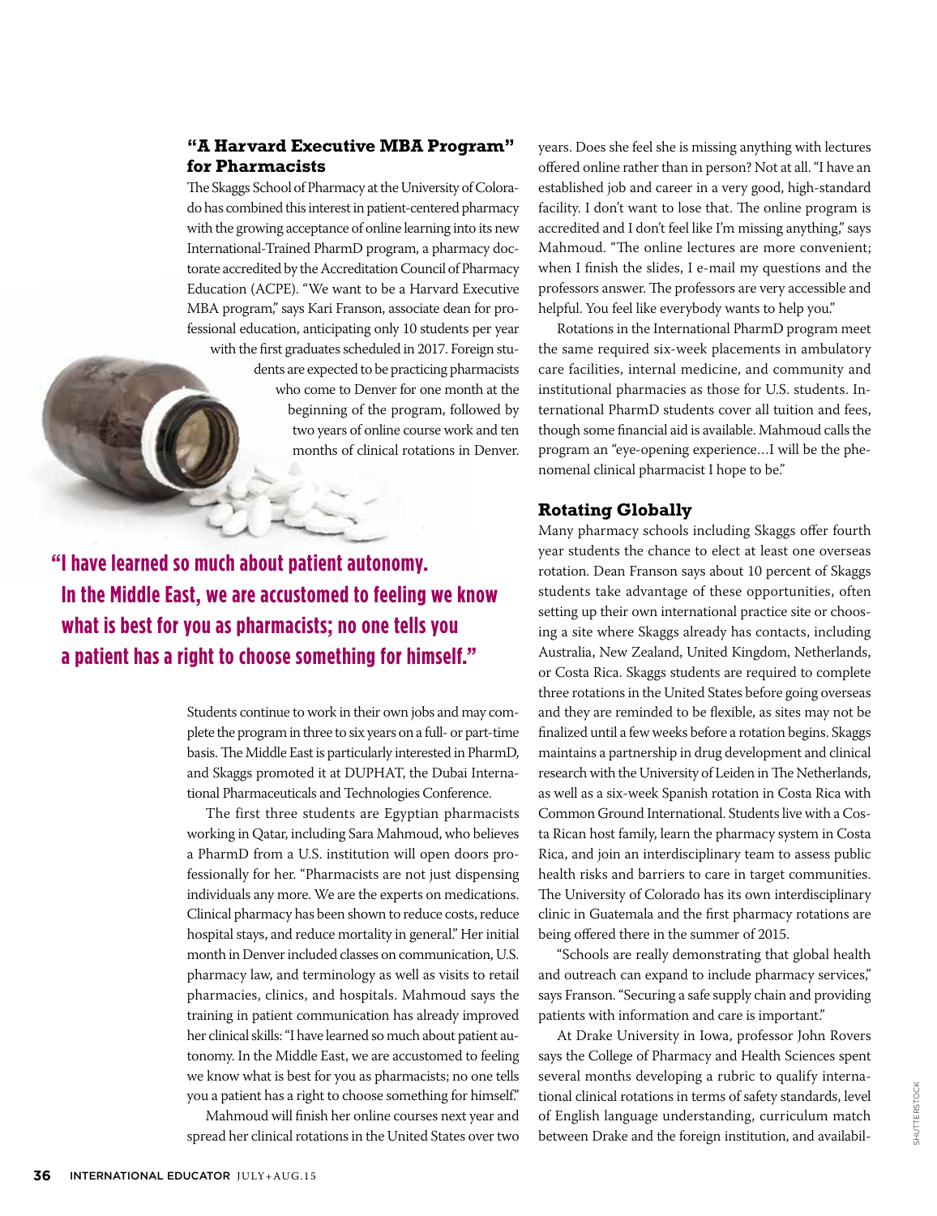## "A Harvard Executive MBA Program" for Pharmacists

The Skaggs School of Pharmacy at the University of Colorado has combined this interest in patient-centered pharmacy with the growing acceptance of online learning into its new International-Trained PharmD program, a pharmacy doctorate accredited by the Accreditation Council of Pharmacy Education (ACPE). "We want to be a Harvard Executive MBA program," says Kari Franson, associate dean for professional education, anticipating only 10 students per year with the first graduates scheduled in 2017. Foreign students are expected to be practicing pharmacists who come to Denver for one month at the beginning of the program, followed by two years of online course work and ten months of clinical rotations in Denver.

**"I have learned so much about patient autonomy. In the Middle East, we are accustomed to feeling we know what is best for you as pharmacists; no one tells you a patient has a right to choose something for himself."**

Students continue to work in their own jobs and may complete the program in three to six years on a full- or part-time basis. The Middle East is particularly interested in PharmD, and Skaggs promoted it at DUPHAT, the Dubai International Pharmaceuticals and Technologies Conference.

The first three students are Egyptian pharmacists working in Qatar, including Sara Mahmoud, who believes a PharmD from a U.S. institution will open doors professionally for her. "Pharmacists are not just dispensing individuals any more. We are the experts on medications. Clinical pharmacy has been shown to reduce costs, reduce hospital stays, and reduce mortality in general." Her initial month in Denver included classes on communication, U.S. pharmacy law, and terminology as well as visits to retail pharmacies, clinics, and hospitals. Mahmoud says the training in patient communication has already improved her clinical skills: "I have learned so much about patient autonomy. In the Middle East, we are accustomed to feeling we know what is best for you as pharmacists; no one tells you a patient has a right to choose something for himself."

Mahmoud will finish her online courses next year and spread her clinical rotations in the United States over two years. Does she feel she is missing anything with lectures offered online rather than in person? Not at all. "I have an established job and career in a very good, high-standard facility. I don't want to lose that. The online program is accredited and I don't feel like I'm missing anything," says Mahmoud. "The online lectures are more convenient; when I finish the slides, I e-mail my questions and the professors answer. The professors are very accessible and helpful. You feel like everybody wants to help you."

Rotations in the International PharmD program meet the same required six-week placements in ambulatory care facilities, internal medicine, and community and institutional pharmacies as those for U.S. students. International PharmD students cover all tuition and fees, though some financial aid is available. Mahmoud calls the program an "eye-opening experience…I will be the phenomenal clinical pharmacist I hope to be."

## Rotating Globally

Many pharmacy schools including Skaggs offer fourth year students the chance to elect at least one overseas rotation. Dean Franson says about 10 percent of Skaggs students take advantage of these opportunities, often setting up their own international practice site or choosing a site where Skaggs already has contacts, including Australia, New Zealand, United Kingdom, Netherlands, or Costa Rica. Skaggs students are required to complete three rotations in the United States before going overseas and they are reminded to be flexible, as sites may not be finalized until a few weeks before a rotation begins. Skaggs maintains a partnership in drug development and clinical research with the University of Leiden in The Netherlands, as well as a six-week Spanish rotation in Costa Rica with Common Ground International. Students live with a Costa Rican host family, learn the pharmacy system in Costa Rica, and join an interdisciplinary team to assess public health risks and barriers to care in target communities. The University of Colorado has its own interdisciplinary clinic in Guatemala and the first pharmacy rotations are being offered there in the summer of 2015.

"Schools are really demonstrating that global health and outreach can expand to include pharmacy services," says Franson. "Securing a safe supply chain and providing patients with information and care is important."

At Drake University in Iowa, professor John Rovers says the College of Pharmacy and Health Sciences spent several months developing a rubric to qualify international clinical rotations in terms of safety standards, level of English language understanding, curriculum match between Drake and the foreign institution, and availabil-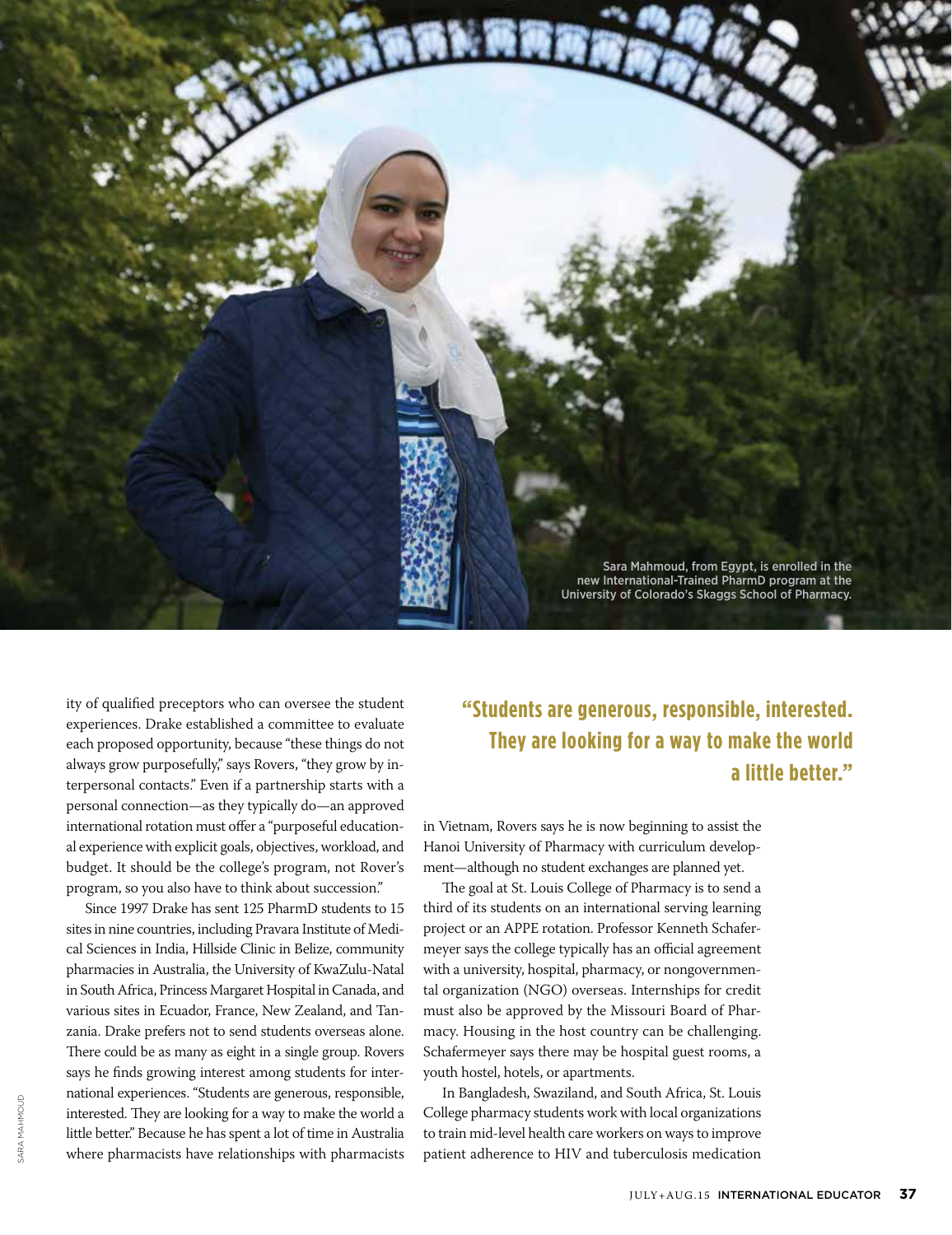Sara Mahmoud, from Egypt, is enrolled in the new International-Trained PharmD program at the University of Colorado's Skaggs School of Pharmacy.

ity of qualified preceptors who can oversee the student experiences. Drake established a committee to evaluate each proposed opportunity, because "these things do not always grow purposefully," says Rovers, "they grow by interpersonal contacts." Even if a partnership starts with a personal connection—as they typically do—an approved international rotation must offer a "purposeful educational experience with explicit goals, objectives, workload, and budget. It should be the college's program, not Rover's program, so you also have to think about succession."

Since 1997 Drake has sent 125 PharmD students to 15 sites in nine countries, including Pravara Institute of Medical Sciences in India, Hillside Clinic in Belize, community pharmacies in Australia, the University of KwaZulu-Natal in South Africa, Princess Margaret Hospital in Canada, and various sites in Ecuador, France, New Zealand, and Tanzania. Drake prefers not to send students overseas alone. There could be as many as eight in a single group. Rovers says he finds growing interest among students for international experiences. "Students are generous, responsible, interested. They are looking for a way to make the world a little better." Because he has spent a lot of time in Australia where pharmacists have relationships with pharmacists in Vietnam, Rovers says he is now beginning to assist the Hanoi University of Pharmacy with curriculum development—although no student exchanges are planned yet.

**"Students are generous, responsible, interested. They are looking for a way to make the world a little better."**

The goal at St. Louis College of Pharmacy is to send a third of its students on an international serving learning project or an APPE rotation. Professor Kenneth Schafermeyer says the college typically has an official agreement with a university, hospital, pharmacy, or nongovernmental organization (NGO) overseas. Internships for credit must also be approved by the Missouri Board of Pharmacy. Housing in the host country can be challenging. Schafermeyer says there may be hospital guest rooms, a youth hostel, hotels, or apartments.

In Bangladesh, Swaziland, and South Africa, St. Louis College pharmacy students work with local organizations to train mid-level health care workers on ways to improve patient adherence to HIV and tuberculosis medication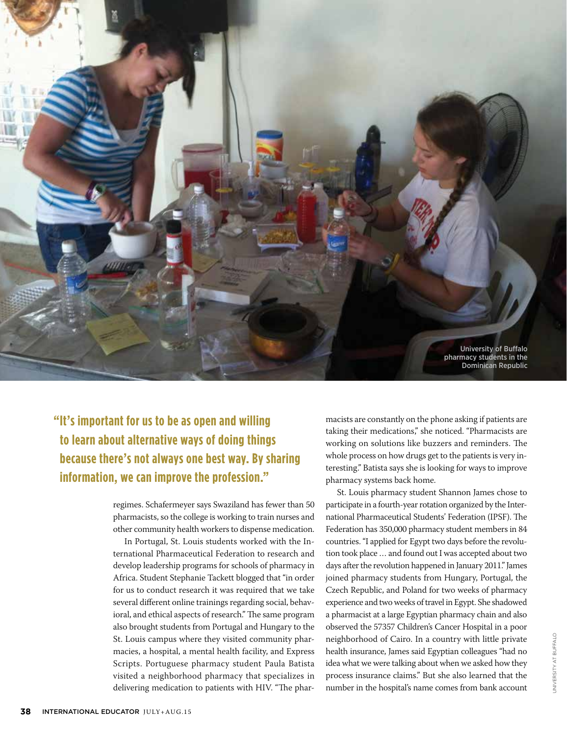University of Buffalo pharmacy students in the Dominican Republic

> **"It's important for us to be as open and willing to learn about alternative ways of doing things because there's not always one best way. By sharing information, we can improve the profession."**

regimes. Schafermeyer says Swaziland has fewer than 50 pharmacists, so the college is working to train nurses and other community health workers to dispense medication.

In Portugal, St. Louis students worked with the International Pharmaceutical Federation to research and develop leadership programs for schools of pharmacy in Africa. Student Stephanie Tackett blogged that "in order for us to conduct research it was required that we take several different online trainings regarding social, behavioral, and ethical aspects of research." The same program also brought students from Portugal and Hungary to the St. Louis campus where they visited community pharmacies, a hospital, a mental health facility, and Express Scripts. Portuguese pharmacy student Paula Batista visited a neighborhood pharmacy that specializes in delivering medication to patients with HIV. "The pharmacists are constantly on the phone asking if patients are taking their medications," she noticed. "Pharmacists are working on solutions like buzzers and reminders. The whole process on how drugs get to the patients is very interesting." Batista says she is looking for ways to improve pharmacy systems back home.

St. Louis pharmacy student Shannon James chose to participate in a fourth-year rotation organized by the International Pharmaceutical Students' Federation (IPSF). The Federation has 350,000 pharmacy student members in 84 countries. "I applied for Egypt two days before the revolution took place … and found out I was accepted about two days after the revolution happened in January 2011." James joined pharmacy students from Hungary, Portugal, the Czech Republic, and Poland for two weeks of pharmacy experience and two weeks of travel in Egypt. She shadowed a pharmacist at a large Egyptian pharmacy chain and also observed the 57357 Children's Cancer Hospital in a poor neighborhood of Cairo. In a country with little private health insurance, James said Egyptian colleagues "had no idea what we were talking about when we asked how they process insurance claims." But she also learned that the number in the hospital's name comes from bank account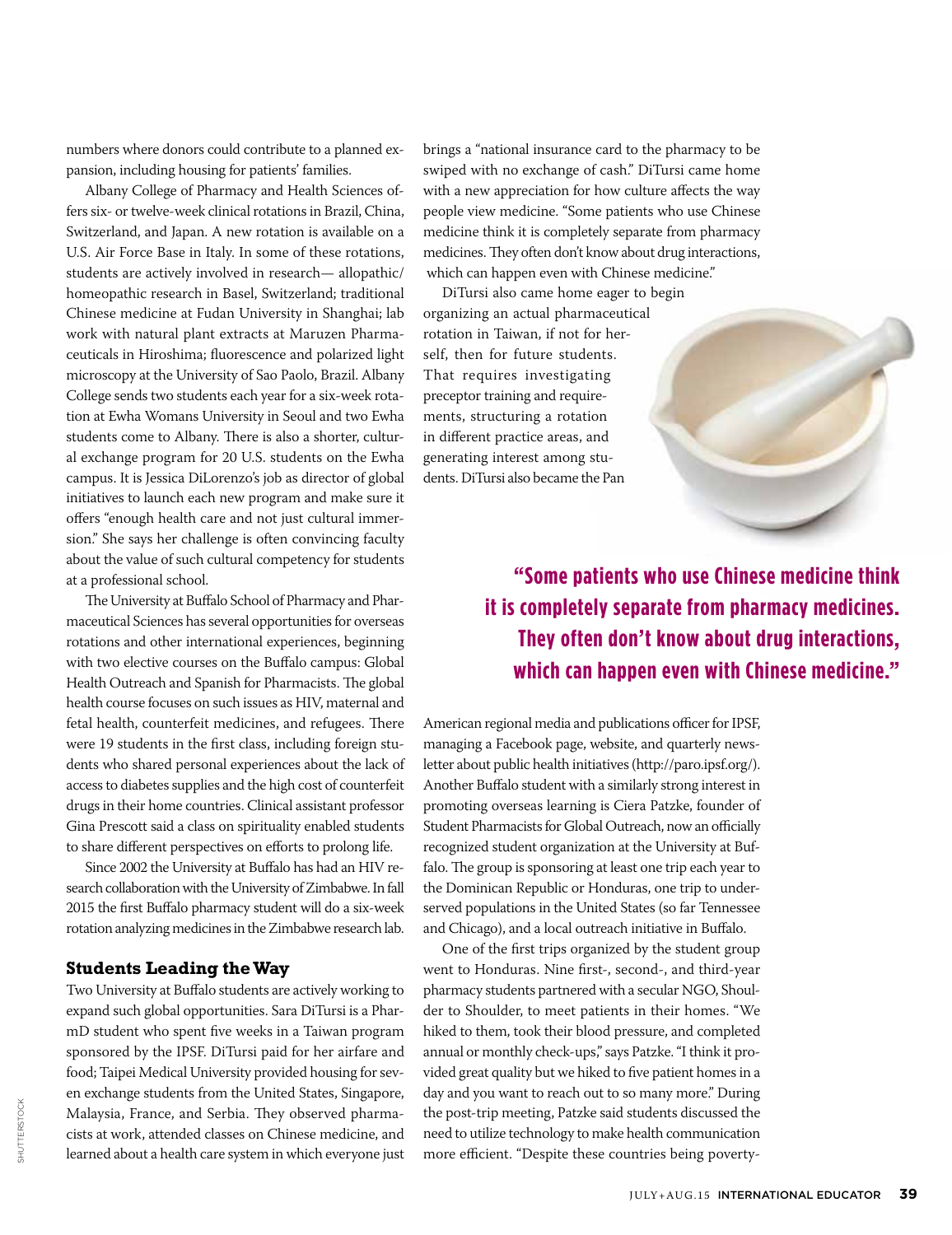numbers where donors could contribute to a planned expansion, including housing for patients' families.

Albany College of Pharmacy and Health Sciences offers six- or twelve-week clinical rotations in Brazil, China, Switzerland, and Japan. A new rotation is available on a U.S. Air Force Base in Italy. In some of these rotations, students are actively involved in research— allopathic/homeopathic research in Basel, Switzerland; traditional Chinese medicine at Fudan University in Shanghai; lab work with natural plant extracts at Maruzen Pharmaceuticals in Hiroshima; fluorescence and polarized light microscopy at the University of Sao Paolo, Brazil. Albany College sends two students each year for a six-week rotation at Ewha Womans University in Seoul and two Ewha students come to Albany. There is also a shorter, cultural exchange program for 20 U.S. students on the Ewha campus. It is Jessica DiLorenzo's job as director of global initiatives to launch each new program and make sure it offers "enough health care and not just cultural immersion." She says her challenge is often convincing faculty about the value of such cultural competency for students at a professional school.

The University at Buffalo School of Pharmacy and Pharmaceutical Sciences has several opportunities for overseas rotations and other international experiences, beginning with two elective courses on the Buffalo campus: Global Health Outreach and Spanish for Pharmacists. The global health course focuses on such issues as HIV, maternal and fetal health, counterfeit medicines, and refugees. There were 19 students in the first class, including foreign students who shared personal experiences about the lack of access to diabetes supplies and the high cost of counterfeit drugs in their home countries. Clinical assistant professor Gina Prescott said a class on spirituality enabled students to share different perspectives on efforts to prolong life.

Since 2002 the University at Buffalo has had an HIV research collaboration with the University of Zimbabwe. In fall 2015 the first Buffalo pharmacy student will do a six-week rotation analyzing medicines in the Zimbabwe research lab.

### Students Leading the Way

Two University at Buffalo students are actively working to expand such global opportunities. Sara DiTursi is a PharmD student who spent five weeks in a Taiwan program sponsored by the IPSF. DiTursi paid for her airfare and food; Taipei Medical University provided housing for seven exchange students from the United States, Singapore, Malaysia, France, and Serbia. They observed pharmacists at work, attended classes on Chinese medicine, and learned about a health care system in which everyone just brings a "national insurance card to the pharmacy to be swiped with no exchange of cash." DiTursi came home with a new appreciation for how culture affects the way people view medicine. "Some patients who use Chinese medicine think it is completely separate from pharmacy medicines. They often don't know about drug interactions, which can happen even with Chinese medicine."

DiTursi also came home eager to begin organizing an actual pharmaceutical rotation in Taiwan, if not for herself, then for future students. That requires investigating preceptor training and requirements, structuring a rotation in different practice areas, and generating interest among students. DiTursi also became the Pan American regional media and publications officer for IPSF, managing a Facebook page, website, and quarterly newsletter about public health initiatives (http://paro.ipsf.org/). Another Buffalo student with a similarly strong interest in promoting overseas learning is Ciera Patzke, founder of Student Pharmacists for Global Outreach, now an officially recognized student organization at the University at Buffalo. The group is sponsoring at least one trip each year to the Dominican Republic or Honduras, one trip to underserved populations in the United States (so far Tennessee and Chicago), and a local outreach initiative in Buffalo.

**"Some patients who use Chinese medicine think it is completely separate from pharmacy medicines. They often don't know about drug interactions, which can happen even with Chinese medicine."**

One of the first trips organized by the student group went to Honduras. Nine first-, second-, and third-year pharmacy students partnered with a secular NGO, Shoulder to Shoulder, to meet patients in their homes. "We hiked to them, took their blood pressure, and completed annual or monthly check-ups," says Patzke. "I think it provided great quality but we hiked to five patient homes in a day and you want to reach out to so many more." During the post-trip meeting, Patzke said students discussed the need to utilize technology to make health communication more efficient. "Despite these countries being poverty-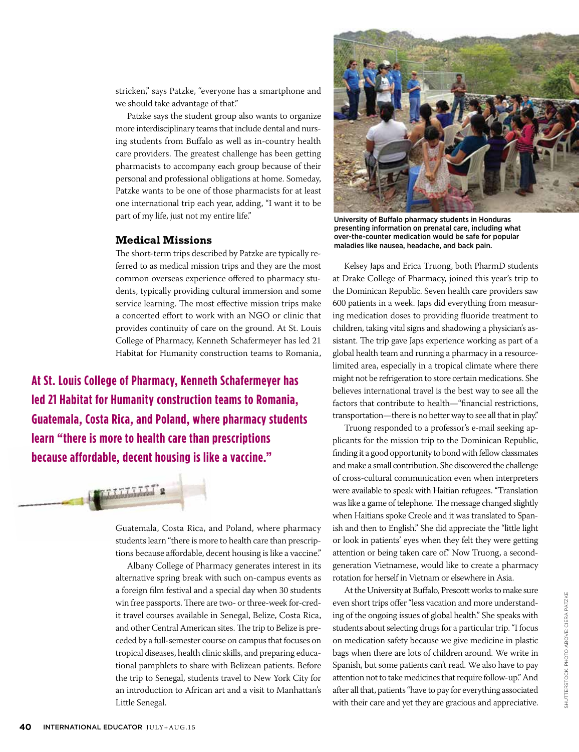stricken," says Patzke, "everyone has a smartphone and we should take advantage of that."

Patzke says the student group also wants to organize more interdisciplinary teams that include dental and nursing students from Buffalo as well as in-country health care providers. The greatest challenge has been getting pharmacists to accompany each group because of their personal and professional obligations at home. Someday, Patzke wants to be one of those pharmacists for at least one international trip each year, adding, "I want it to be part of my life, just not my entire life."

### Medical Missions

The short-term trips described by Patzke are typically referred to as medical mission trips and they are the most common overseas experience offered to pharmacy students, typically providing cultural immersion and some service learning. The most effective mission trips make a concerted effort to work with an NGO or clinic that provides continuity of care on the ground. At St. Louis College of Pharmacy, Kenneth Schafermeyer has led 21 Habitat for Humanity construction teams to Romania, Guatemala, Costa Rica, and Poland, where pharmacy students learn "there is more to health care than prescriptions because affordable, decent housing is like a vaccine."

**At St. Louis College of Pharmacy, Kenneth Schafermeyer has led 21 Habitat for Humanity construction teams to Romania, Guatemala, Costa Rica, and Poland, where pharmacy students learn "there is more to health care than prescriptions because affordable, decent housing is like a vaccine."**

Albany College of Pharmacy generates interest in its alternative spring break with such on-campus events as a foreign film festival and a special day when 30 students win free passports. There are two- or three-week for-credit travel courses available in Senegal, Belize, Costa Rica, and other Central American sites. The trip to Belize is preceded by a full-semester course on campus that focuses on tropical diseases, health clinic skills, and preparing educational pamphlets to share with Belizean patients. Before the trip to Senegal, students travel to New York City for an introduction to African art and a visit to Manhattan's Little Senegal.

University of Buffalo pharmacy students in Honduras presenting information on prenatal care, including what over-the-counter medication would be safe for popular maladies like nausea, headache, and back pain.

Kelsey Japs and Erica Truong, both PharmD students at Drake College of Pharmacy, joined this year's trip to the Dominican Republic. Seven health care providers saw 600 patients in a week. Japs did everything from measuring medication doses to providing fluoride treatment to children, taking vital signs and shadowing a physician's assistant. The trip gave Japs experience working as part of a global health team and running a pharmacy in a resource-limited area, especially in a tropical climate where there might not be refrigeration to store certain medications. She believes international travel is the best way to see all the factors that contribute to health—"financial restrictions, transportation—there is no better way to see all that in play."

Truong responded to a professor's e-mail seeking applicants for the mission trip to the Dominican Republic, finding it a good opportunity to bond with fellow classmates and make a small contribution. She discovered the challenge of cross-cultural communication even when interpreters were available to speak with Haitian refugees. "Translation was like a game of telephone. The message changed slightly when Haitians spoke Creole and it was translated to Spanish and then to English." She did appreciate the "little light or look in patients' eyes when they felt they were getting attention or being taken care of." Now Truong, a second-generation Vietnamese, would like to create a pharmacy rotation for herself in Vietnam or elsewhere in Asia.

At the University at Buffalo, Prescott works to make sure even short trips offer "less vacation and more understanding of the ongoing issues of global health." She speaks with students about selecting drugs for a particular trip. "I focus on medication safety because we give medicine in plastic bags when there are lots of children around. We write in Spanish, but some patients can't read. We also have to pay attention not to take medicines that require follow-up." And after all that, patients "have to pay for everything associated with their care and yet they are gracious and appreciative.

SHUTTERSTOCK. PHOTO ABOVE: CIERA PATZKE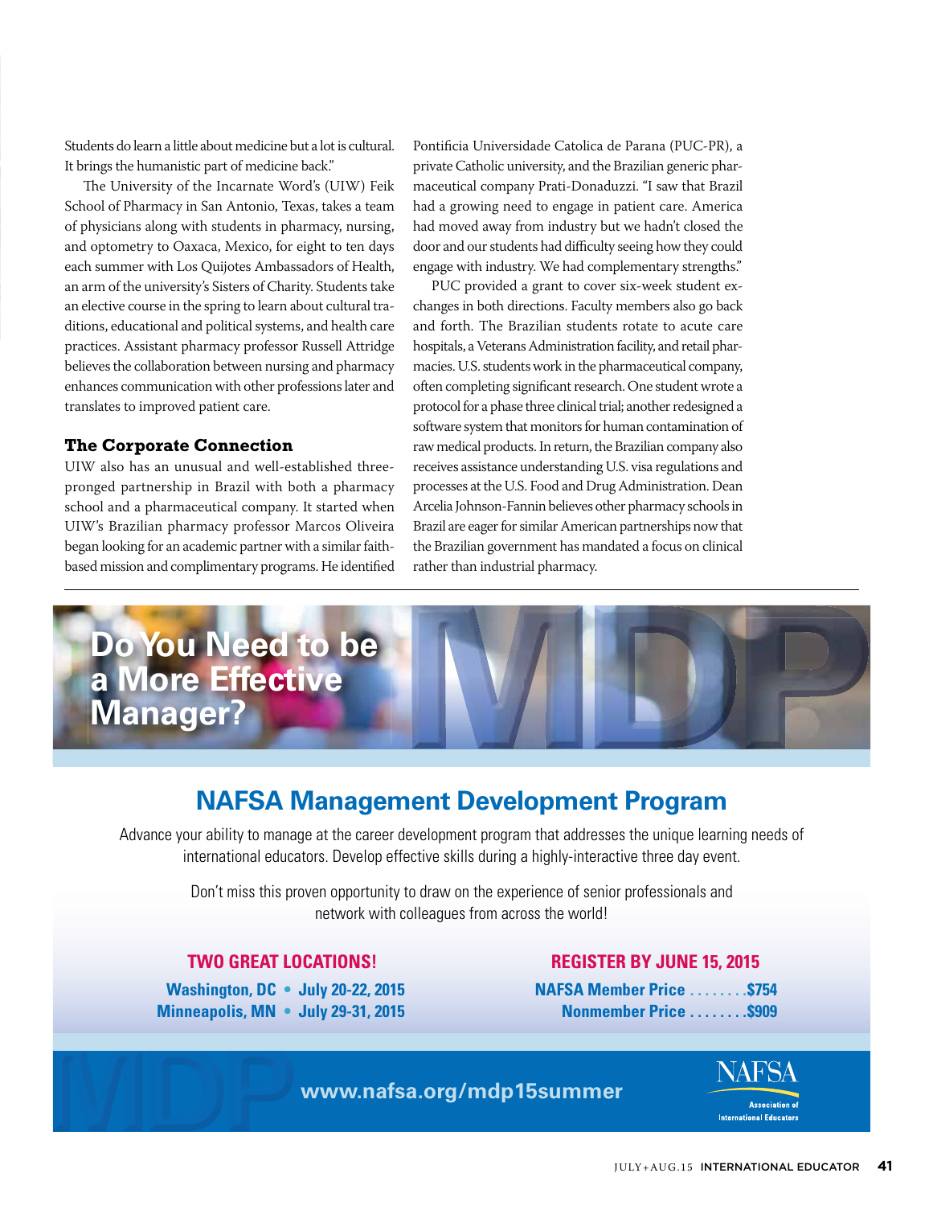Students do learn a little about medicine but a lot is cultural. It brings the humanistic part of medicine back."

The University of the Incarnate Word's (UIW) Feik School of Pharmacy in San Antonio, Texas, takes a team of physicians along with students in pharmacy, nursing, and optometry to Oaxaca, Mexico, for eight to ten days each summer with Los Quijotes Ambassadors of Health, an arm of the university's Sisters of Charity. Students take an elective course in the spring to learn about cultural traditions, educational and political systems, and health care practices. Assistant pharmacy professor Russell Attridge believes the collaboration between nursing and pharmacy enhances communication with other professions later and translates to improved patient care.

### The Corporate Connection

UIW also has an unusual and well-established three-pronged partnership in Brazil with both a pharmacy school and a pharmaceutical company. It started when UIW's Brazilian pharmacy professor Marcos Oliveira began looking for an academic partner with a similar faith-based mission and complimentary programs. He identified Pontificia Universidade Catolica de Parana (PUC-PR), a private Catholic university, and the Brazilian generic pharmaceutical company Prati-Donaduzzi. "I saw that Brazil had a growing need to engage in patient care. America had moved away from industry but we hadn't closed the door and our students had difficulty seeing how they could engage with industry. We had complementary strengths."

PUC provided a grant to cover six-week student exchanges in both directions. Faculty members also go back and forth. The Brazilian students rotate to acute care hospitals, a Veterans Administration facility, and retail pharmacies. U.S. students work in the pharmaceutical company, often completing significant research. One student wrote a protocol for a phase three clinical trial; another redesigned a software system that monitors for human contamination of raw medical products. In return, the Brazilian company also receives assistance understanding U.S. visa regulations and processes at the U.S. Food and Drug Administration. Dean Arcelia Johnson-Fannin believes other pharmacy schools in Brazil are eager for similar American partnerships now that the Brazilian government has mandated a focus on clinical rather than industrial pharmacy.

---

**Do You Need to be a More Effective Manager?**

MDP

## NAFSA Management Development Program

Advance your ability to manage at the career development program that addresses the unique learning needs of international educators. Develop effective skills during a highly-interactive three day event.

Don't miss this proven opportunity to draw on the experience of senior professionals and network with colleagues from across the world!

**TWO GREAT LOCATIONS!**

**Washington, DC • July 20-22, 2015**
**Minneapolis, MN • July 29-31, 2015**

**REGISTER BY JUNE 15, 2015**

**NAFSA Member Price ........ $754**
**Nonmember Price ........ $909**

**www.nafsa.org/mdp15summer**

NAFSA Association of International Educators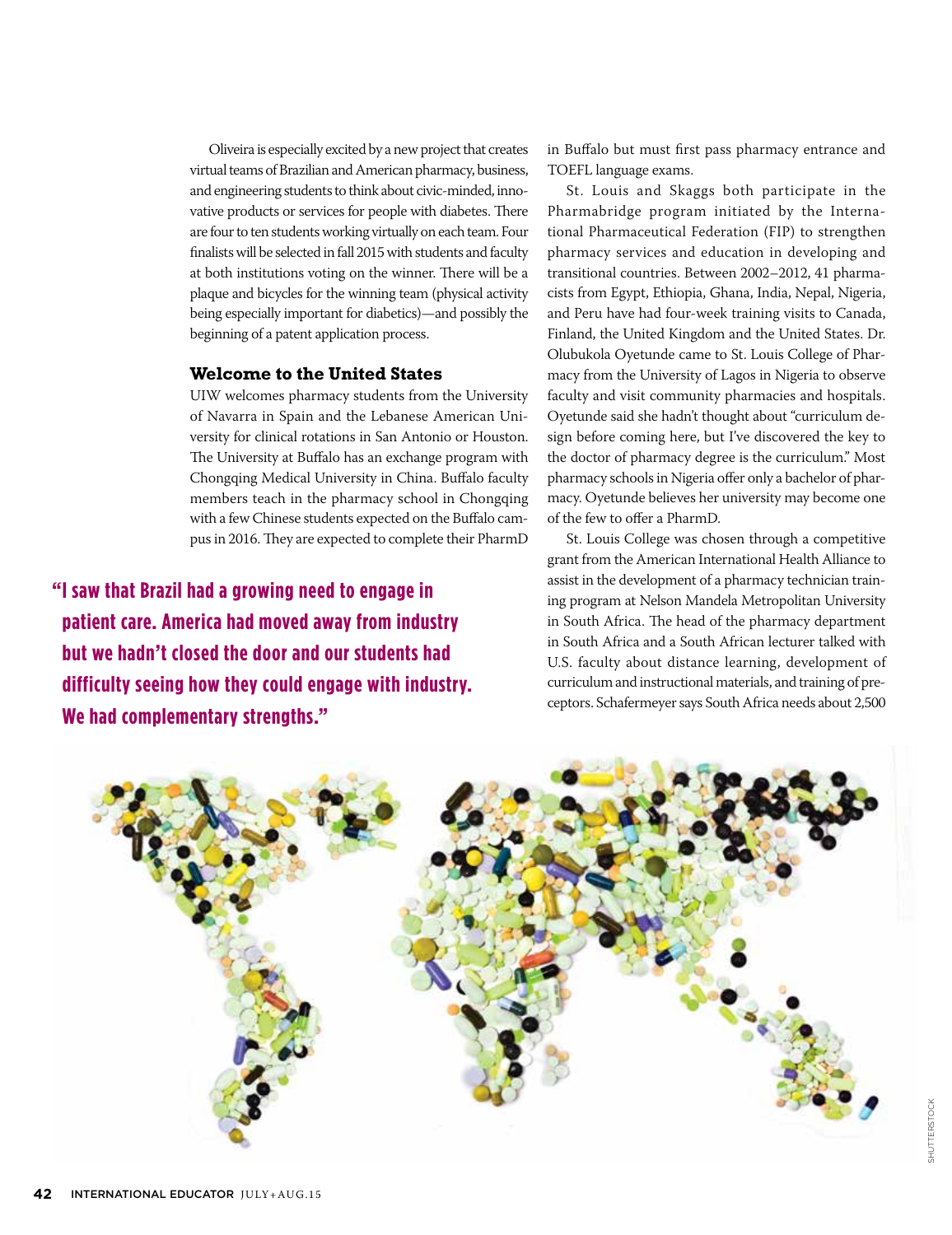Oliveira is especially excited by a new project that creates virtual teams of Brazilian and American pharmacy, business, and engineering students to think about civic-minded, innovative products or services for people with diabetes. There are four to ten students working virtually on each team. Four finalists will be selected in fall 2015 with students and faculty at both institutions voting on the winner. There will be a plaque and bicycles for the winning team (physical activity being especially important for diabetics)—and possibly the beginning of a patent application process.

### Welcome to the United States

UIW welcomes pharmacy students from the University of Navarra in Spain and the Lebanese American University for clinical rotations in San Antonio or Houston. The University at Buffalo has an exchange program with Chongqing Medical University in China. Buffalo faculty members teach in the pharmacy school in Chongqing with a few Chinese students expected on the Buffalo campus in 2016. They are expected to complete their PharmD in Buffalo but must first pass pharmacy entrance and TOEFL language exams.

**"I saw that Brazil had a growing need to engage in patient care. America had moved away from industry but we hadn't closed the door and our students had difficulty seeing how they could engage with industry. We had complementary strengths."**

St. Louis and Skaggs both participate in the Pharmabridge program initiated by the International Pharmaceutical Federation (FIP) to strengthen pharmacy services and education in developing and transitional countries. Between 2002–2012, 41 pharmacists from Egypt, Ethiopia, Ghana, India, Nepal, Nigeria, and Peru have had four-week training visits to Canada, Finland, the United Kingdom and the United States. Dr. Olubukola Oyetunde came to St. Louis College of Pharmacy from the University of Lagos in Nigeria to observe faculty and visit community pharmacies and hospitals. Oyetunde said she hadn't thought about "curriculum design before coming here, but I've discovered the key to the doctor of pharmacy degree is the curriculum." Most pharmacy schools in Nigeria offer only a bachelor of pharmacy. Oyetunde believes her university may become one of the few to offer a PharmD.

St. Louis College was chosen through a competitive grant from the American International Health Alliance to assist in the development of a pharmacy technician training program at Nelson Mandela Metropolitan University in South Africa. The head of the pharmacy department in South Africa and a South African lecturer talked with U.S. faculty about distance learning, development of curriculum and instructional materials, and training of preceptors. Schafermeyer says South Africa needs about 2,500

SHUTTERSTOCK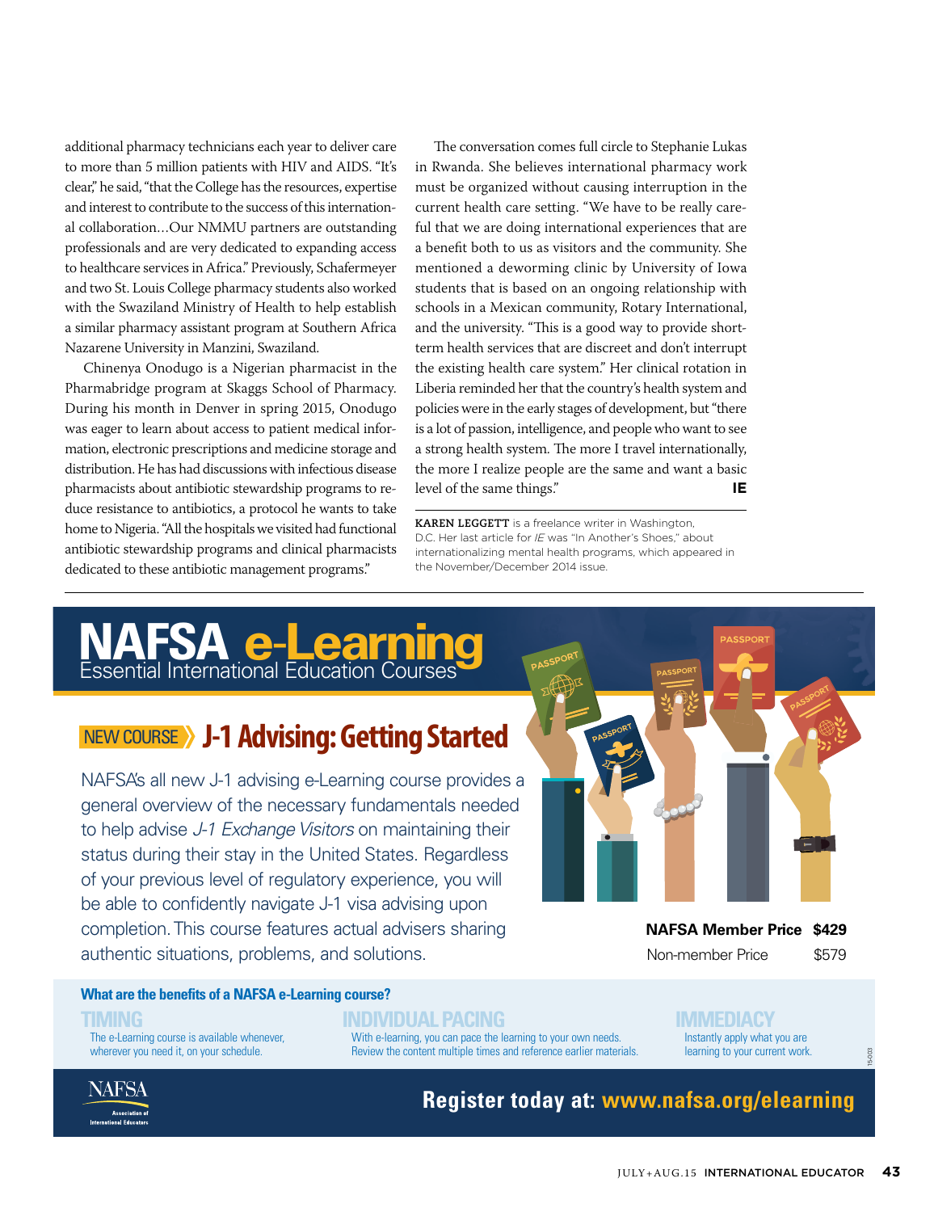additional pharmacy technicians each year to deliver care to more than 5 million patients with HIV and AIDS. "It's clear," he said, "that the College has the resources, expertise and interest to contribute to the success of this international collaboration…Our NMMU partners are outstanding professionals and are very dedicated to expanding access to healthcare services in Africa." Previously, Schafermeyer and two St. Louis College pharmacy students also worked with the Swaziland Ministry of Health to help establish a similar pharmacy assistant program at Southern Africa Nazarene University in Manzini, Swaziland.

Chinenya Onodugo is a Nigerian pharmacist in the Pharmabridge program at Skaggs School of Pharmacy. During his month in Denver in spring 2015, Onodugo was eager to learn about access to patient medical information, electronic prescriptions and medicine storage and distribution. He has had discussions with infectious disease pharmacists about antibiotic stewardship programs to reduce resistance to antibiotics, a protocol he wants to take home to Nigeria. "All the hospitals we visited had functional antibiotic stewardship programs and clinical pharmacists dedicated to these antibiotic management programs."

The conversation comes full circle to Stephanie Lukas in Rwanda. She believes international pharmacy work must be organized without causing interruption in the current health care setting. "We have to be really careful that we are doing international experiences that are a benefit both to us as visitors and the community. She mentioned a deworming clinic by University of Iowa students that is based on an ongoing relationship with schools in a Mexican community, Rotary International, and the university. "This is a good way to provide short-term health services that are discreet and don't interrupt the existing health care system." Her clinical rotation in Liberia reminded her that the country's health system and policies were in the early stages of development, but "there is a lot of passion, intelligence, and people who want to see a strong health system. The more I travel internationally, the more I realize people are the same and want a basic level of the same things." **IE**

**KAREN LEGGETT** is a freelance writer in Washington, D.C. Her last article for *IE* was "In Another's Shoes," about internationalizing mental health programs, which appeared in the November/December 2014 issue.

---

# NAFSA e-Learning
Essential International Education Courses

## NEW COURSE J-1 Advising: Getting Started

NAFSA's all new J-1 advising e-Learning course provides a general overview of the necessary fundamentals needed to help advise *J-1 Exchange Visitors* on maintaining their status during their stay in the United States. Regardless of your previous level of regulatory experience, you will be able to confidently navigate J-1 visa advising upon completion. This course features actual advisers sharing authentic situations, problems, and solutions.

**NAFSA Member Price $429**
Non-member Price $579

**What are the benefits of a NAFSA e-Learning course?**

**TIMING**
The e-Learning course is available whenever, wherever you need it, on your schedule.

**INDIVIDUAL PACING**
With e-learning, you can pace the learning to your own needs. Review the content multiple times and reference earlier materials.

**IMMEDIACY**
Instantly apply what you are learning to your current work.

NAFSA Association of International Educators

**Register today at: www.nafsa.org/elearning**